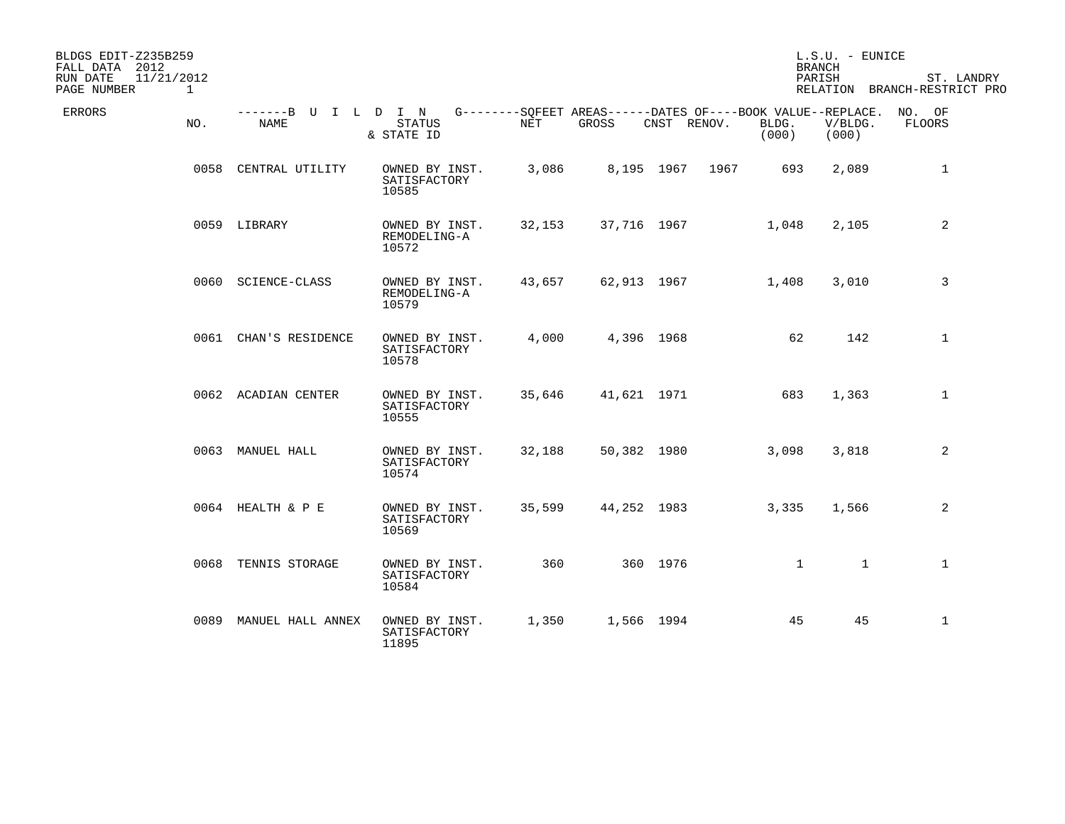BLDGS EDIT-Z235B259
FALL DATA 2012
RUN DATE 11/21/2012
PAGE NUMBER 1

L.S.U. - EUNICE
BRANCH
PARISH ST. LANDRY
RELATION BRANCH-RESTRICT PRO

| ERRORS | NO. | NAME | STATUS & STATE ID | NET | GROSS | CNST | RENOV. | BOOK VALUE BLDG. (000) | REPLACE. V/BLDG. (000) | NO. OF FLOORS |
|---|---|---|---|---|---|---|---|---|---|---|
| | 0058 | CENTRAL UTILITY | OWNED BY INST. SATISFACTORY 10585 | 3,086 | 8,195 | 1967 | 1967 | 693 | 2,089 | 1 |
| | 0059 | LIBRARY | OWNED BY INST. REMODELING-A 10572 | 32,153 | 37,716 | 1967 | | 1,048 | 2,105 | 2 |
| | 0060 | SCIENCE-CLASS | OWNED BY INST. REMODELING-A 10579 | 43,657 | 62,913 | 1967 | | 1,408 | 3,010 | 3 |
| | 0061 | CHAN'S RESIDENCE | OWNED BY INST. SATISFACTORY 10578 | 4,000 | 4,396 | 1968 | | 62 | 142 | 1 |
| | 0062 | ACADIAN CENTER | OWNED BY INST. SATISFACTORY 10555 | 35,646 | 41,621 | 1971 | | 683 | 1,363 | 1 |
| | 0063 | MANUEL HALL | OWNED BY INST. SATISFACTORY 10574 | 32,188 | 50,382 | 1980 | | 3,098 | 3,818 | 2 |
| | 0064 | HEALTH & P E | OWNED BY INST. SATISFACTORY 10569 | 35,599 | 44,252 | 1983 | | 3,335 | 1,566 | 2 |
| | 0068 | TENNIS STORAGE | OWNED BY INST. SATISFACTORY 10584 | 360 | 360 | 1976 | | 1 | 1 | 1 |
| | 0089 | MANUEL HALL ANNEX | OWNED BY INST. SATISFACTORY 11895 | 1,350 | 1,566 | 1994 | | 45 | 45 | 1 |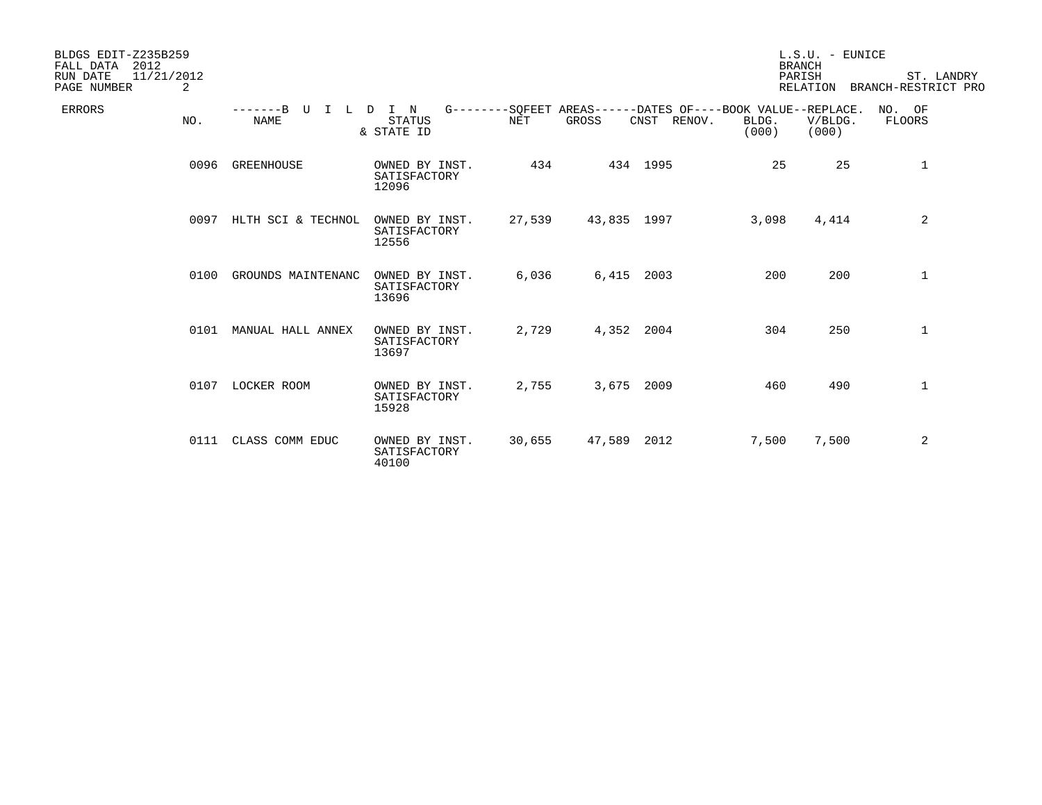BLDGS EDIT-Z235B259
FALL DATA 2012
RUN DATE 11/21/2012
PAGE NUMBER 2

L.S.U. - EUNICE
BRANCH
PARISH ST. LANDRY
RELATION BRANCH-RESTRICT PRO

| ERRORS | NO. | NAME | STATUS & STATE ID | NET | GROSS | CNST | RENOV. | BLDG. (000) | REPLACE. V/BLDG. (000) | NO. OF FLOORS |
|---|---|---|---|---|---|---|---|---|---|---|
| | 0096 | GREENHOUSE | OWNED BY INST. SATISFACTORY 12096 | 434 | 434 | 1995 | | 25 | 25 | 1 |
| | 0097 | HLTH SCI & TECHNOL | OWNED BY INST. SATISFACTORY 12556 | 27,539 | 43,835 | 1997 | | 3,098 | 4,414 | 2 |
| | 0100 | GROUNDS MAINTENANC | OWNED BY INST. SATISFACTORY 13696 | 6,036 | 6,415 | 2003 | | 200 | 200 | 1 |
| | 0101 | MANUAL HALL ANNEX | OWNED BY INST. SATISFACTORY 13697 | 2,729 | 4,352 | 2004 | | 304 | 250 | 1 |
| | 0107 | LOCKER ROOM | OWNED BY INST. SATISFACTORY 15928 | 2,755 | 3,675 | 2009 | | 460 | 490 | 1 |
| | 0111 | CLASS COMM EDUC | OWNED BY INST. SATISFACTORY 40100 | 30,655 | 47,589 | 2012 | | 7,500 | 7,500 | 2 |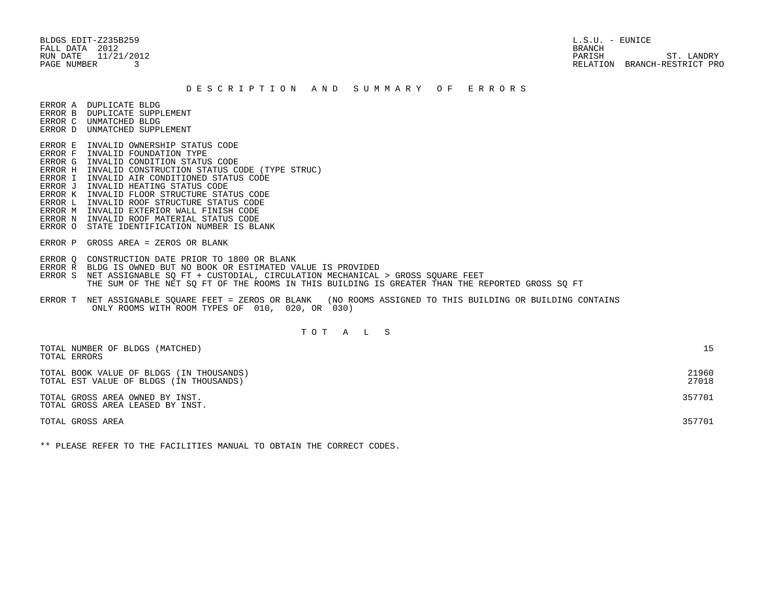BLDGS EDIT-Z235B259
FALL DATA 2012
RUN DATE 11/21/2012

L.S.U. - EUNICE
BRANCH
PARISH ST. LANDRY
RELATION BRANCH-RESTRICT PRO

## D E S C R I P T I O N A N D S U M M A R Y O F E R R O R S

ERROR A DUPLICATE BLDG
ERROR B DUPLICATE SUPPLEMENT
ERROR C UNMATCHED BLDG
ERROR D UNMATCHED SUPPLEMENT

ERROR E INVALID OWNERSHIP STATUS CODE
ERROR F INVALID FOUNDATION TYPE
ERROR G INVALID CONDITION STATUS CODE
ERROR H INVALID CONSTRUCTION STATUS CODE (TYPE STRUC)
ERROR I INVALID AIR CONDITIONED STATUS CODE
ERROR J INVALID HEATING STATUS CODE
ERROR K INVALID FLOOR STRUCTURE STATUS CODE
ERROR L INVALID ROOF STRUCTURE STATUS CODE
ERROR M INVALID EXTERIOR WALL FINISH CODE
ERROR N INVALID ROOF MATERIAL STATUS CODE
ERROR O STATE IDENTIFICATION NUMBER IS BLANK

ERROR P GROSS AREA = ZEROS OR BLANK

ERROR Q CONSTRUCTION DATE PRIOR TO 1800 OR BLANK
ERROR R BLDG IS OWNED BUT NO BOOK OR ESTIMATED VALUE IS PROVIDED
ERROR S NET ASSIGNABLE SQ FT + CUSTODIAL, CIRCULATION MECHANICAL > GROSS SQUARE FEET
THE SUM OF THE NET SQ FT OF THE ROOMS IN THIS BUILDING IS GREATER THAN THE REPORTED GROSS SQ FT

ERROR T NET ASSIGNABLE SQUARE FEET = ZEROS OR BLANK (NO ROOMS ASSIGNED TO THIS BUILDING OR BUILDING CONTAINS ONLY ROOMS WITH ROOM TYPES OF 010, 020, OR 030)

## T O T A L S

| | |
|---|---|
| TOTAL NUMBER OF BLDGS (MATCHED) | 15 |
| TOTAL ERRORS | |
| TOTAL BOOK VALUE OF BLDGS (IN THOUSANDS) | 21960 |
| TOTAL EST VALUE OF BLDGS (IN THOUSANDS) | 27018 |
| TOTAL GROSS AREA OWNED BY INST. | 357701 |
| TOTAL GROSS AREA LEASED BY INST. | |
| TOTAL GROSS AREA | 357701 |

** PLEASE REFER TO THE FACILITIES MANUAL TO OBTAIN THE CORRECT CODES.